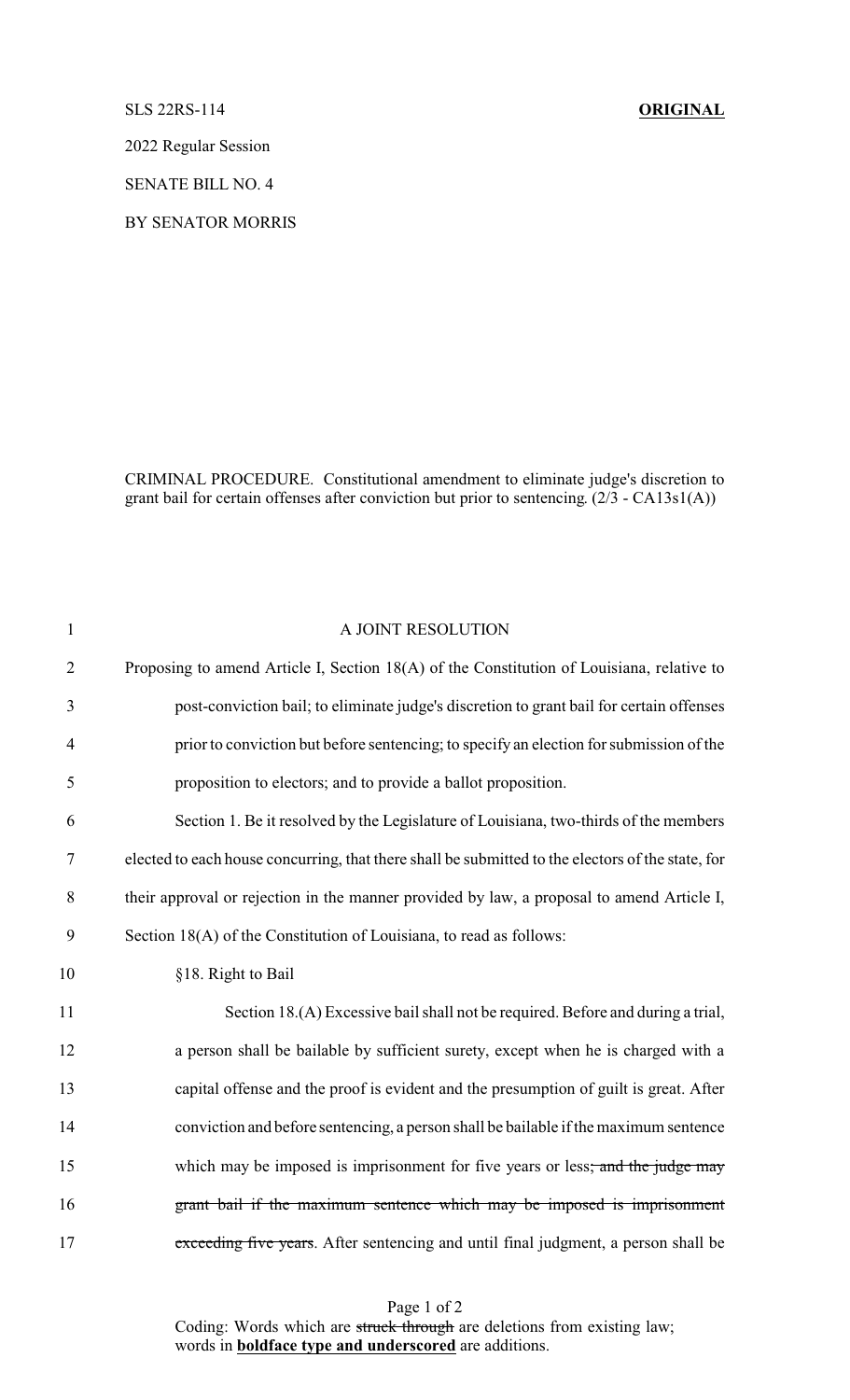SLS 22RS-114 **ORIGINAL**

2022 Regular Session

SENATE BILL NO. 4

BY SENATOR MORRIS

CRIMINAL PROCEDURE. Constitutional amendment to eliminate judge's discretion to grant bail for certain offenses after conviction but prior to sentencing. (2/3 - CA13s1(A))

A JOINT RESOLUTION

Proposing to amend Article I, Section 18(A) of the Constitution of Louisiana, relative to post-conviction bail; to eliminate judge's discretion to grant bail for certain offenses prior to conviction but before sentencing; to specify an election for submission of the proposition to electors; and to provide a ballot proposition.

Section 1. Be it resolved by the Legislature of Louisiana, two-thirds of the members elected to each house concurring, that there shall be submitted to the electors of the state, for their approval or rejection in the manner provided by law, a proposal to amend Article I, Section 18(A) of the Constitution of Louisiana, to read as follows:

§18. Right to Bail

Section 18.(A) Excessive bail shall not be required. Before and during a trial, a person shall be bailable by sufficient surety, except when he is charged with a capital offense and the proof is evident and the presumption of guilt is great. After conviction and before sentencing, a person shall be bailable if the maximum sentence which may be imposed is imprisonment for five years or less~~; and the judge may grant bail if the maximum sentence which may be imposed is imprisonment exceeding five years~~. After sentencing and until final judgment, a person shall be

Coding: Words which are ~~struck through~~ are deletions from existing law; words in **boldface type and underscored** are additions.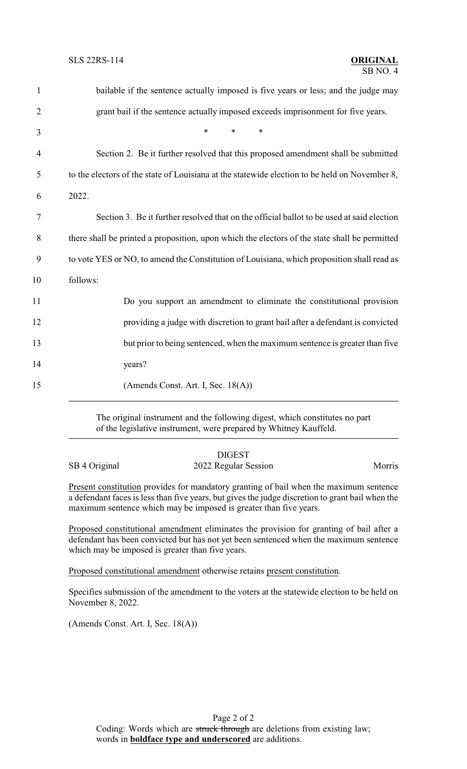bailable if the sentence actually imposed is five years or less; and the judge may grant bail if the sentence actually imposed exceeds imprisonment for five years.

\* \* \*

Section 2. Be it further resolved that this proposed amendment shall be submitted to the electors of the state of Louisiana at the statewide election to be held on November 8, 2022.

Section 3. Be it further resolved that on the official ballot to be used at said election there shall be printed a proposition, upon which the electors of the state shall be permitted to vote YES or NO, to amend the Constitution of Louisiana, which proposition shall read as follows:

> Do you support an amendment to eliminate the constitutional provision providing a judge with discretion to grant bail after a defendant is convicted but prior to being sentenced, when the maximum sentence is greater than five years?
>
> (Amends Const. Art. I, Sec. 18(A))

---

The original instrument and the following digest, which constitutes no part of the legislative instrument, were prepared by Whitney Kauffeld.

---

DIGEST

SB 4 Original — 2022 Regular Session — Morris

Present constitution provides for mandatory granting of bail when the maximum sentence a defendant faces is less than five years, but gives the judge discretion to grant bail when the maximum sentence which may be imposed is greater than five years.

Proposed constitutional amendment eliminates the provision for granting of bail after a defendant has been convicted but has not yet been sentenced when the maximum sentence which may be imposed is greater than five years.

Proposed constitutional amendment otherwise retains present constitution.

Specifies submission of the amendment to the voters at the statewide election to be held on November 8, 2022.

(Amends Const. Art. I, Sec. 18(A))

Coding: Words which are ~~struck through~~ are deletions from existing law; words in **<u>boldface type and underscored</u>** are additions.